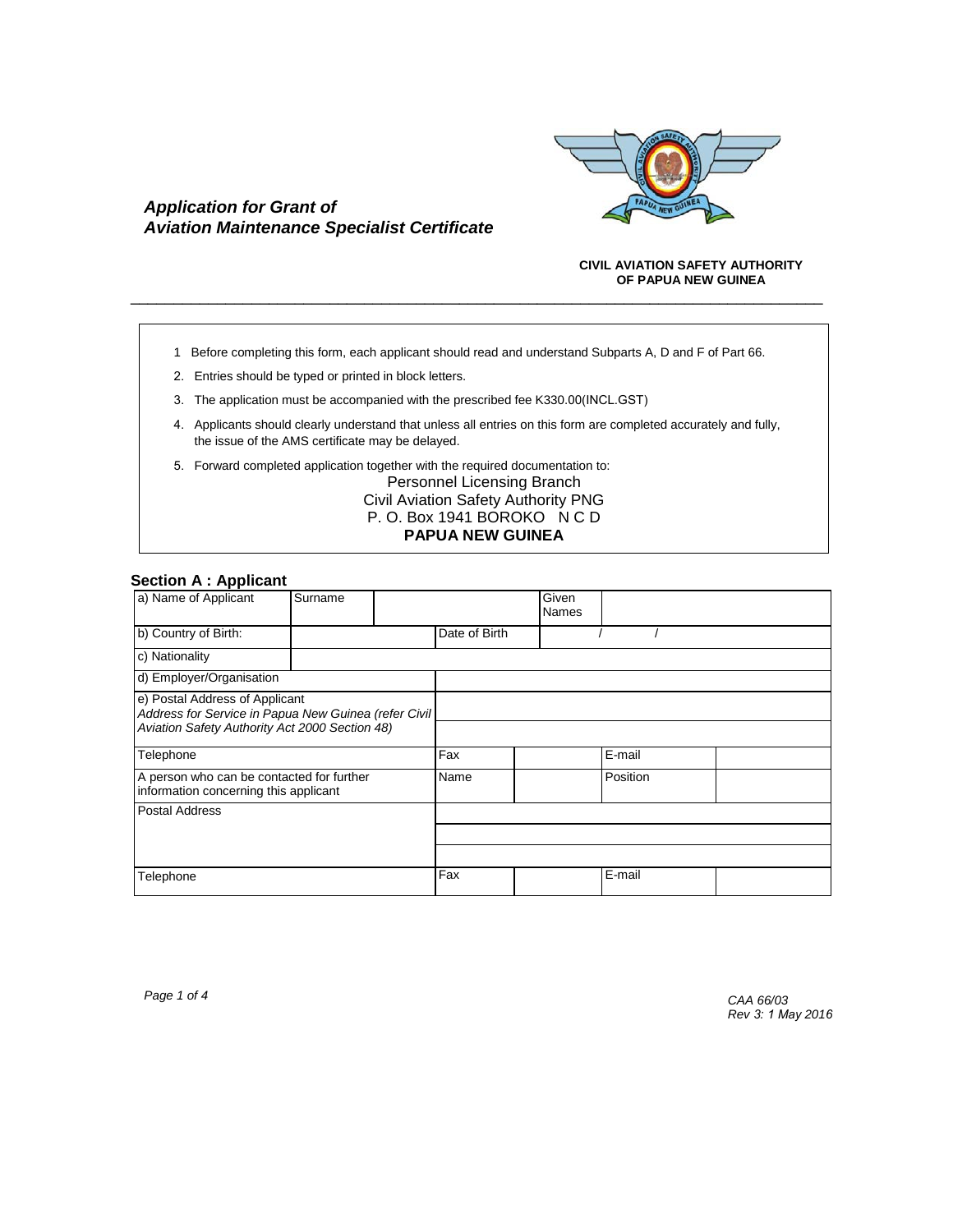## *Application for Grant of Aviation Maintenance Specialist Certificate*

**CIVIL AVIATION SAFETY AUTHORITY OF PAPUA NEW GUINEA**

---

1. Before completing this form, each applicant should read and understand Subparts A, D and F of Part 66.
2. Entries should be typed or printed in block letters.
3. The application must be accompanied with the prescribed fee K330.00(INCL.GST)
4. Applicants should clearly understand that unless all entries on this form are completed accurately and fully, the issue of the AMS certificate may be delayed.
5. Forward completed application together with the required documentation to:

Personnel Licensing Branch
Civil Aviation Safety Authority PNG
P. O. Box 1941 BOROKO N C D
**PAPUA NEW GUINEA**

### Section A : Applicant

| | | | | | |
|---|---|---|---|---|---|
| a) Name of Applicant | Surname | | | Given Names | |
| b) Country of Birth: | | Date of Birth | | / / | |
| c) Nationality | | | | | |
| d) Employer/Organisation | | | | | |
| e) Postal Address of Applicant<br>*Address for Service in Papua New Guinea (refer Civil Aviation Safety Authority Act 2000 Section 48)* | | | | | |
| Telephone | Fax | | E-mail | | |
| A person who can be contacted for further information concerning this applicant | Name | | Position | | |
| Postal Address | | | | | |
| Telephone | Fax | | E-mail | | |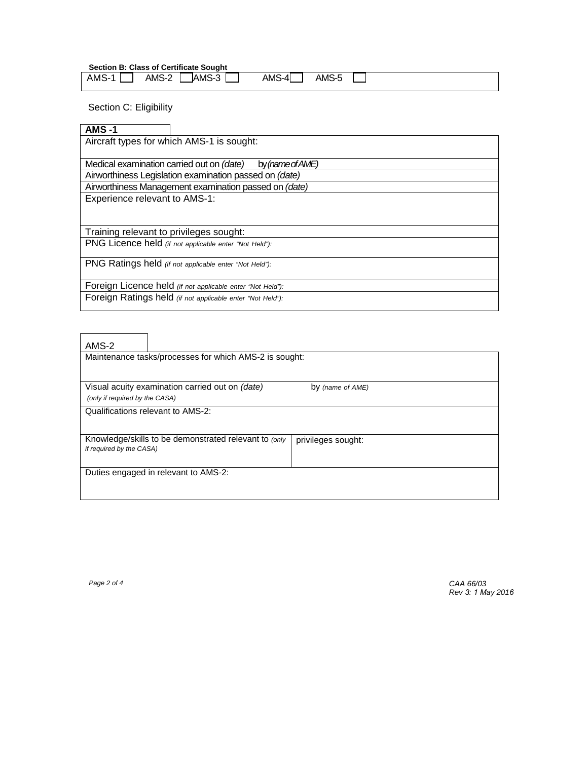**Section B: Class of Certificate Sought**

| AMS-1 ☐ AMS-2 ☐ AMS-3 ☐ AMS-4 ☐ AMS-5 ☐ |
|---|

Section C: Eligibility

| **AMS -1** |
|---|
| Aircraft types for which AMS-1 is sought: |
| Medical examination carried out on *(date)* by *(name of AME)* |
| Airworthiness Legislation examination passed on *(date)* |
| Airworthiness Management examination passed on *(date)* |
| Experience relevant to AMS-1: |
| Training relevant to privileges sought: |
| PNG Licence held *(if not applicable enter "Not Held"):* |
| PNG Ratings held *(if not applicable enter "Not Held"):* |
| Foreign Licence held *(if not applicable enter "Not Held"):* |
| Foreign Ratings held *(if not applicable enter "Not Held"):* |

| AMS-2 | |
|---|---|
| Maintenance tasks/processes for which AMS-2 is sought: | |
| Visual acuity examination carried out on *(date)* *(only if required by the CASA)* | by *(name of AME)* |
| Qualifications relevant to AMS-2: | |
| Knowledge/skills to be demonstrated relevant to *(only if required by the CASA)* | privileges sought: |
| Duties engaged in relevant to AMS-2: | |

*CAA 66/03*
*Rev 3: 1 May 2016*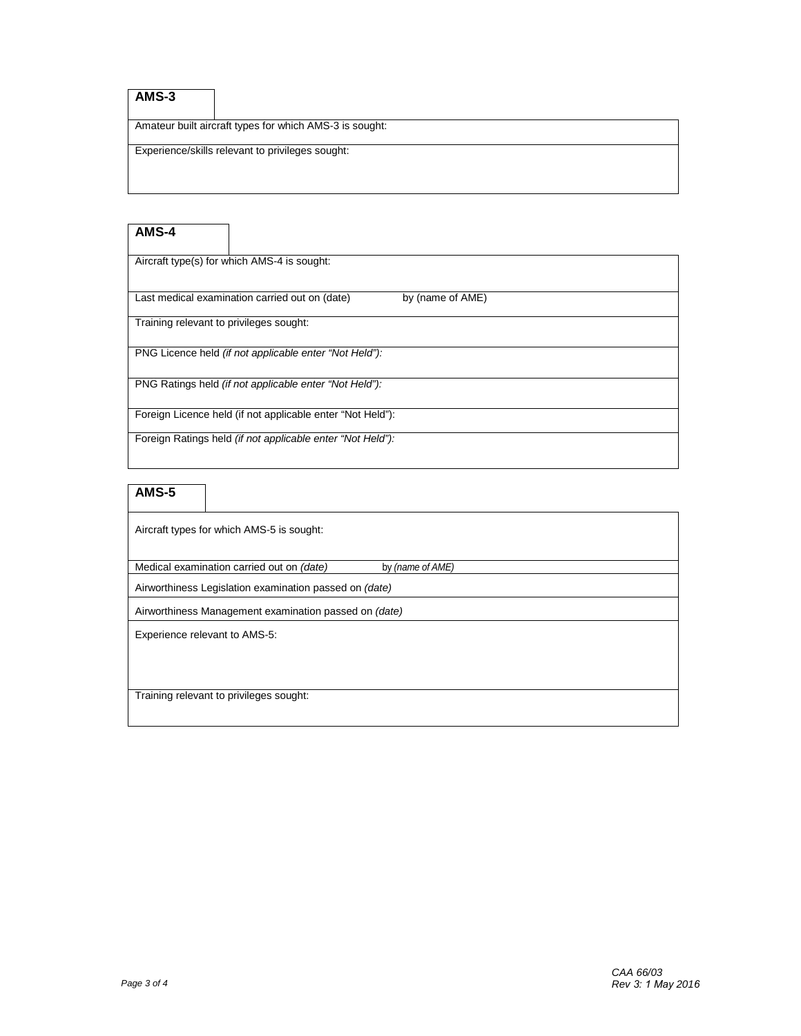**AMS-3**

| Amateur built aircraft types for which AMS-3 is sought: |
|---|
| Experience/skills relevant to privileges sought: |

**AMS-4**

| Aircraft type(s) for which AMS-4 is sought: | |
|---|---|
| Last medical examination carried out on (date) | by (name of AME) |
| Training relevant to privileges sought: | |
| PNG Licence held *(if not applicable enter "Not Held"):* | |
| PNG Ratings held *(if not applicable enter "Not Held"):* | |
| Foreign Licence held (if not applicable enter "Not Held"): | |
| Foreign Ratings held *(if not applicable enter "Not Held"):* | |

**AMS-5**

| Aircraft types for which AMS-5 is sought: | |
|---|---|
| Medical examination carried out on *(date)* | by *(name of AME)* |
| Airworthiness Legislation examination passed on *(date)* | |
| Airworthiness Management examination passed on *(date)* | |
| Experience relevant to AMS-5: | |
| Training relevant to privileges sought: | |

CAA 66/03
Rev 3: 1 May 2016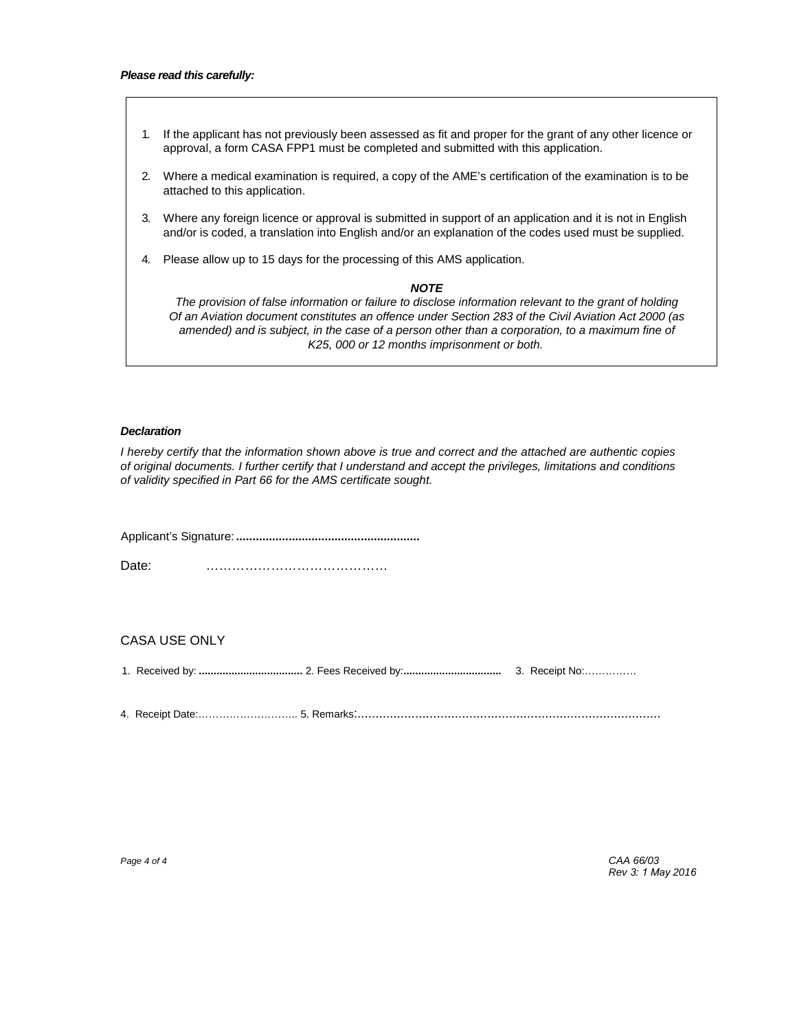***Please read this carefully:***

1. If the applicant has not previously been assessed as fit and proper for the grant of any other licence or approval, a form CASA FPP1 must be completed and submitted with this application.

2. Where a medical examination is required, a copy of the AME's certification of the examination is to be attached to this application.

3. Where any foreign licence or approval is submitted in support of an application and it is not in English and/or is coded, a translation into English and/or an explanation of the codes used must be supplied.

4. Please allow up to 15 days for the processing of this AMS application.

***NOTE***

*The provision of false information or failure to disclose information relevant to the grant of holding Of an Aviation document constitutes an offence under Section 283 of the Civil Aviation Act 2000 (as amended) and is subject, in the case of a person other than a corporation, to a maximum fine of K25, 000 or 12 months imprisonment or both.*

***Declaration***

*I hereby certify that the information shown above is true and correct and the attached are authentic copies of original documents. I further certify that I understand and accept the privileges, limitations and conditions of validity specified in Part 66 for the AMS certificate sought.*

Applicant's Signature: ........................................................

Date: ……………………………………

CASA USE ONLY

1. Received by: .................................. 2. Fees Received by:................................ 3. Receipt No:……………

4. Receipt Date:……………………….. 5. Remarks:……………………………………………………………………………

*CAA 66/03*
*Rev 3: 1 May 2016*